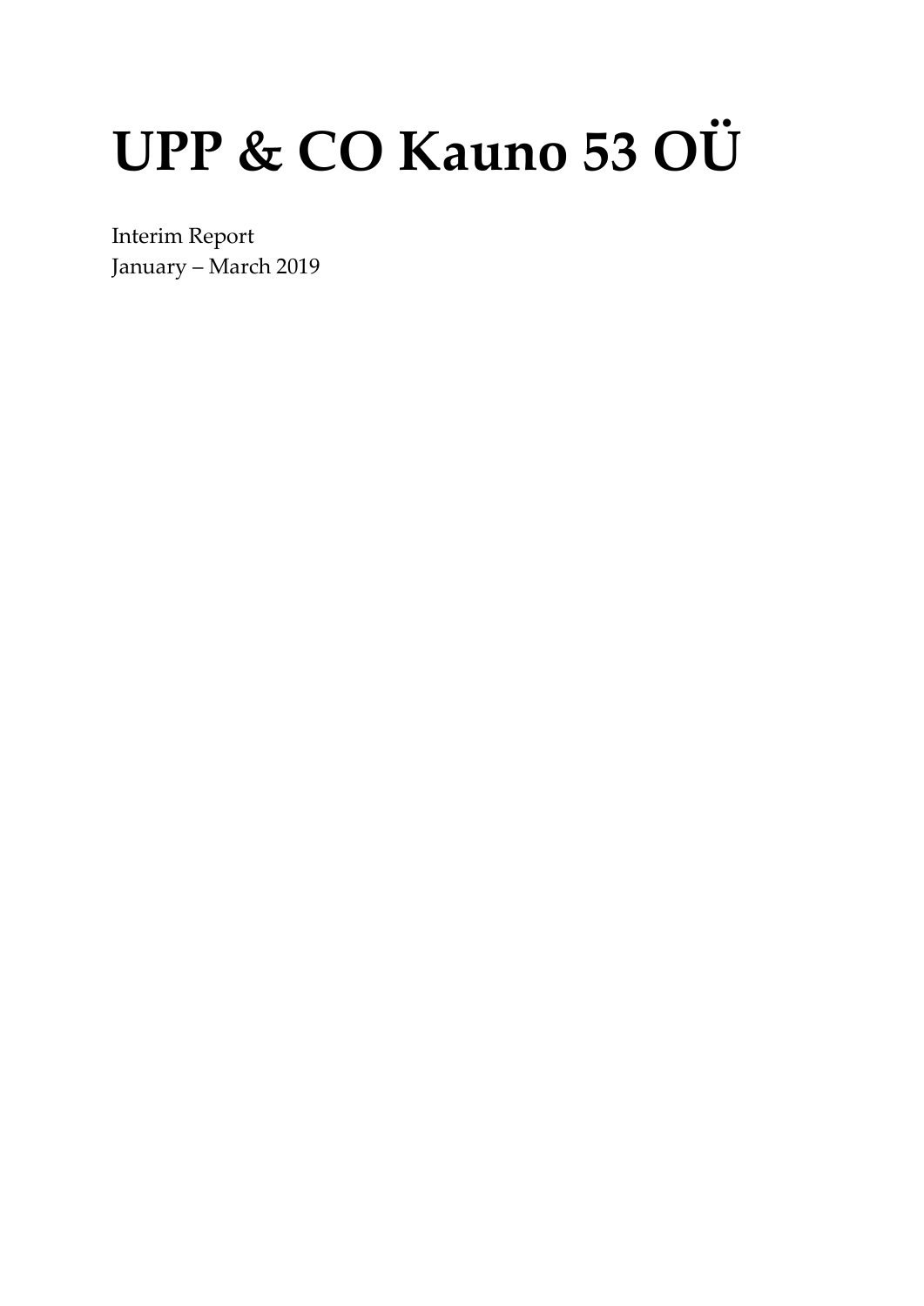# UPP & CO Kauno 53 OÜ

Interim Report
January – March 2019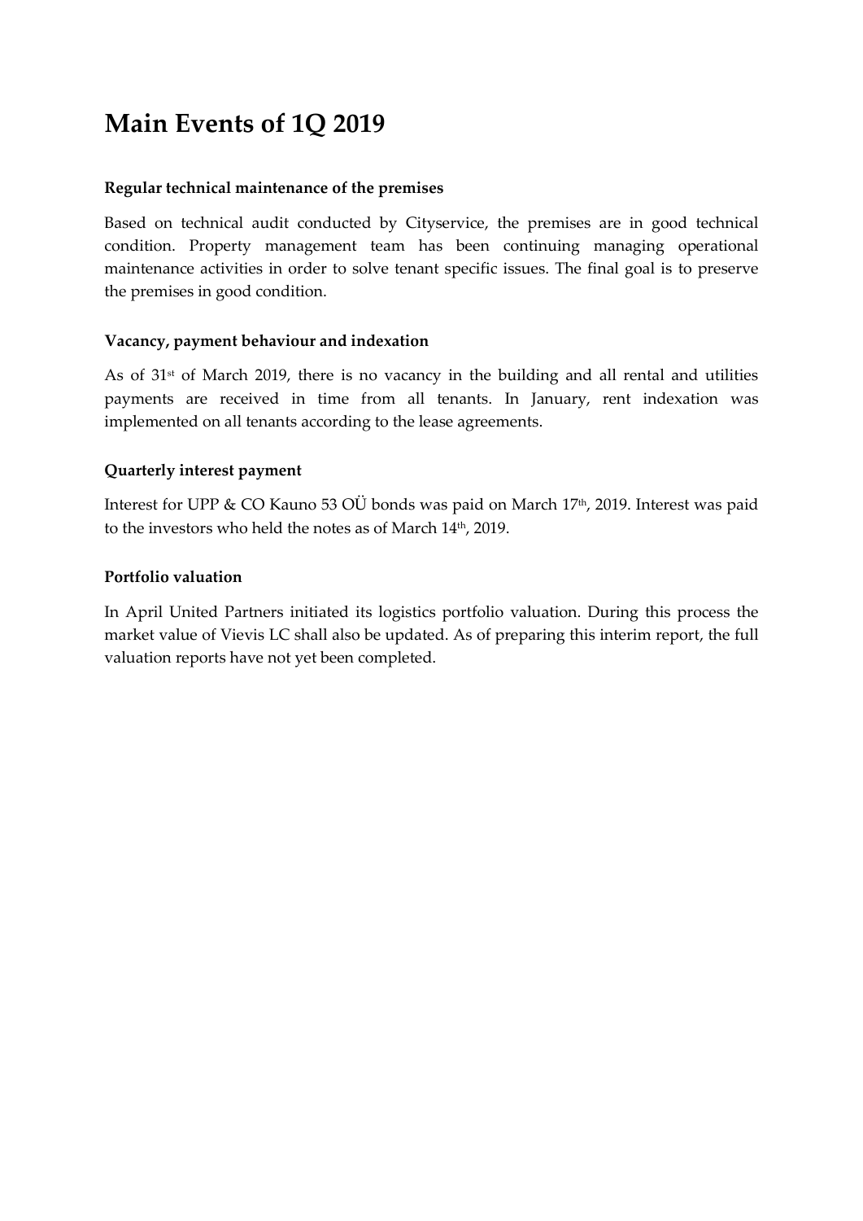# Main Events of 1Q 2019

### Regular technical maintenance of the premises

Based on technical audit conducted by Cityservice, the premises are in good technical condition. Property management team has been continuing managing operational maintenance activities in order to solve tenant specific issues. The final goal is to preserve the premises in good condition.

### Vacancy, payment behaviour and indexation

As of 31st of March 2019, there is no vacancy in the building and all rental and utilities payments are received in time from all tenants. In January, rent indexation was implemented on all tenants according to the lease agreements.

### Quarterly interest payment

Interest for UPP & CO Kauno 53 OÜ bonds was paid on March 17th, 2019. Interest was paid to the investors who held the notes as of March 14th, 2019.

### Portfolio valuation

In April United Partners initiated its logistics portfolio valuation. During this process the market value of Vievis LC shall also be updated. As of preparing this interim report, the full valuation reports have not yet been completed.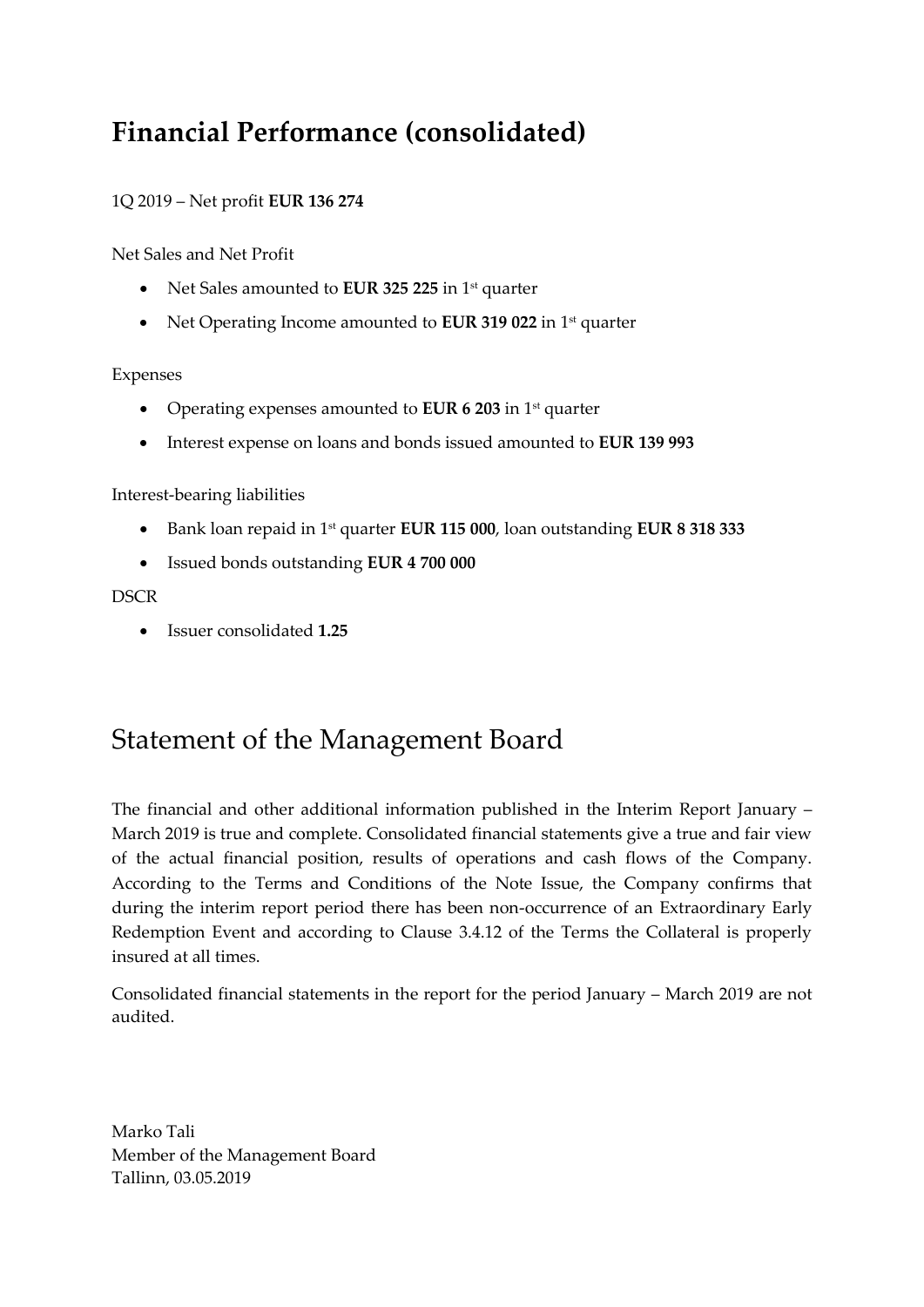# Financial Performance (consolidated)

1Q 2019 – Net profit **EUR 136 274**

Net Sales and Net Profit

- Net Sales amounted to **EUR 325 225** in 1st quarter
- Net Operating Income amounted to **EUR 319 022** in 1st quarter

Expenses

- Operating expenses amounted to **EUR 6 203** in 1st quarter
- Interest expense on loans and bonds issued amounted to **EUR 139 993**

Interest-bearing liabilities

- Bank loan repaid in 1st quarter **EUR 115 000**, loan outstanding **EUR 8 318 333**
- Issued bonds outstanding **EUR 4 700 000**

DSCR

- Issuer consolidated **1.25**

# Statement of the Management Board

The financial and other additional information published in the Interim Report January – March 2019 is true and complete. Consolidated financial statements give a true and fair view of the actual financial position, results of operations and cash flows of the Company. According to the Terms and Conditions of the Note Issue, the Company confirms that during the interim report period there has been non-occurrence of an Extraordinary Early Redemption Event and according to Clause 3.4.12 of the Terms the Collateral is properly insured at all times.

Consolidated financial statements in the report for the period January – March 2019 are not audited.

Marko Tali
Member of the Management Board
Tallinn, 03.05.2019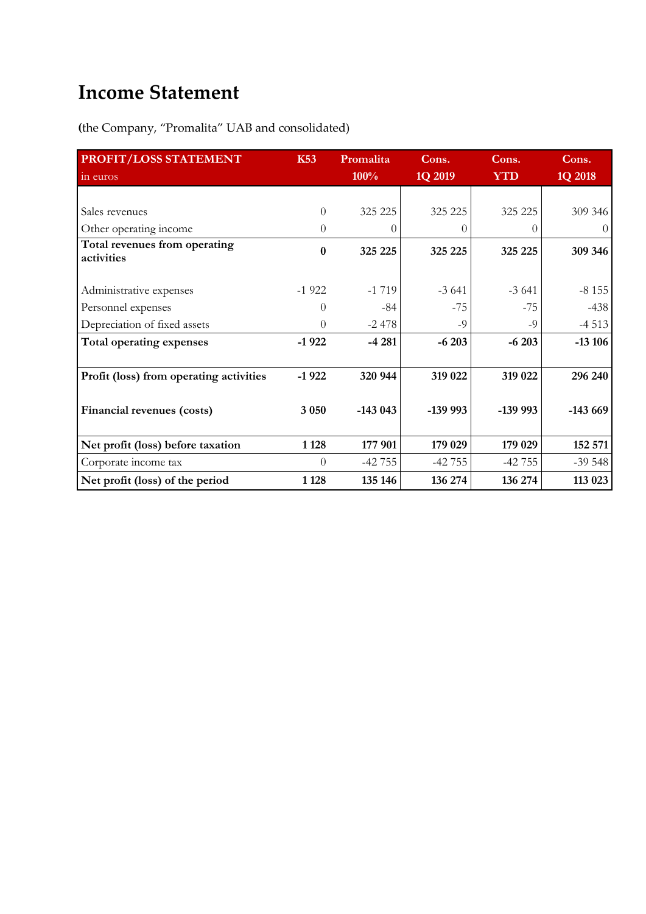# Income Statement

**(**the Company, "Promalita" UAB and consolidated)

| PROFIT/LOSS STATEMENT<br>in euros | K53 | Promalita<br>100% | Cons.<br>1Q 2019 | Cons.<br>YTD | Cons.<br>1Q 2018 |
|---|---|---|---|---|---|
| Sales revenues | 0 | 325 225 | 325 225 | 325 225 | 309 346 |
| Other operating income | 0 | 0 | 0 | 0 | 0 |
| **Total revenues from operating activities** | **0** | **325 225** | **325 225** | **325 225** | **309 346** |
| Administrative expenses | -1 922 | -1 719 | -3 641 | -3 641 | -8 155 |
| Personnel expenses | 0 | -84 | -75 | -75 | -438 |
| Depreciation of fixed assets | 0 | -2 478 | -9 | -9 | -4 513 |
| **Total operating expenses** | **-1 922** | **-4 281** | **-6 203** | **-6 203** | **-13 106** |
| **Profit (loss) from operating activities** | **-1 922** | **320 944** | **319 022** | **319 022** | **296 240** |
| **Financial revenues (costs)** | **3 050** | **-143 043** | **-139 993** | **-139 993** | **-143 669** |
| **Net profit (loss) before taxation** | **1 128** | **177 901** | **179 029** | **179 029** | **152 571** |
| Corporate income tax | 0 | -42 755 | -42 755 | -42 755 | -39 548 |
| **Net profit (loss) of the period** | **1 128** | **135 146** | **136 274** | **136 274** | **113 023** |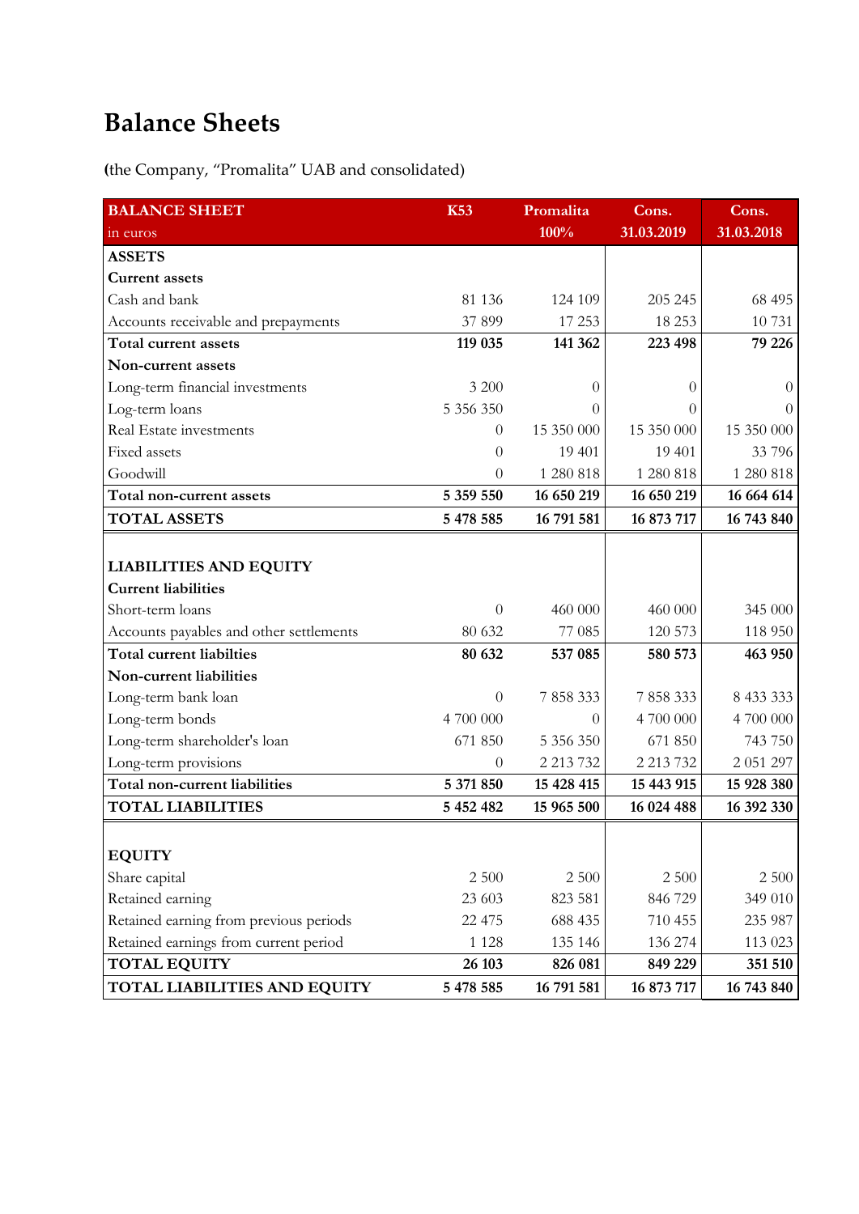# Balance Sheets

**(**the Company, "Promalita" UAB and consolidated)

| BALANCE SHEET in euros | K53 | Promalita 100% | Cons. 31.03.2019 | Cons. 31.03.2018 |
|---|---|---|---|---|
| **ASSETS** | | | | |
| **Current assets** | | | | |
| Cash and bank | 81 136 | 124 109 | 205 245 | 68 495 |
| Accounts receivable and prepayments | 37 899 | 17 253 | 18 253 | 10 731 |
| **Total current assets** | **119 035** | **141 362** | **223 498** | **79 226** |
| **Non-current assets** | | | | |
| Long-term financial investments | 3 200 | 0 | 0 | 0 |
| Log-term loans | 5 356 350 | 0 | 0 | 0 |
| Real Estate investments | 0 | 15 350 000 | 15 350 000 | 15 350 000 |
| Fixed assets | 0 | 19 401 | 19 401 | 33 796 |
| Goodwill | 0 | 1 280 818 | 1 280 818 | 1 280 818 |
| **Total non-current assets** | **5 359 550** | **16 650 219** | **16 650 219** | **16 664 614** |
| **TOTAL ASSETS** | **5 478 585** | **16 791 581** | **16 873 717** | **16 743 840** |
| | | | | |
| **LIABILITIES AND EQUITY** | | | | |
| **Current liabilities** | | | | |
| Short-term loans | 0 | 460 000 | 460 000 | 345 000 |
| Accounts payables and other settlements | 80 632 | 77 085 | 120 573 | 118 950 |
| **Total current liabilties** | **80 632** | **537 085** | **580 573** | **463 950** |
| **Non-current liabilities** | | | | |
| Long-term bank loan | 0 | 7 858 333 | 7 858 333 | 8 433 333 |
| Long-term bonds | 4 700 000 | 0 | 4 700 000 | 4 700 000 |
| Long-term shareholder's loan | 671 850 | 5 356 350 | 671 850 | 743 750 |
| Long-term provisions | 0 | 2 213 732 | 2 213 732 | 2 051 297 |
| **Total non-current liabilities** | **5 371 850** | **15 428 415** | **15 443 915** | **15 928 380** |
| **TOTAL LIABILITIES** | **5 452 482** | **15 965 500** | **16 024 488** | **16 392 330** |
| | | | | |
| **EQUITY** | | | | |
| Share capital | 2 500 | 2 500 | 2 500 | 2 500 |
| Retained earning | 23 603 | 823 581 | 846 729 | 349 010 |
| Retained earning from previous periods | 22 475 | 688 435 | 710 455 | 235 987 |
| Retained earnings from current period | 1 128 | 135 146 | 136 274 | 113 023 |
| **TOTAL EQUITY** | **26 103** | **826 081** | **849 229** | **351 510** |
| **TOTAL LIABILITIES AND EQUITY** | **5 478 585** | **16 791 581** | **16 873 717** | **16 743 840** |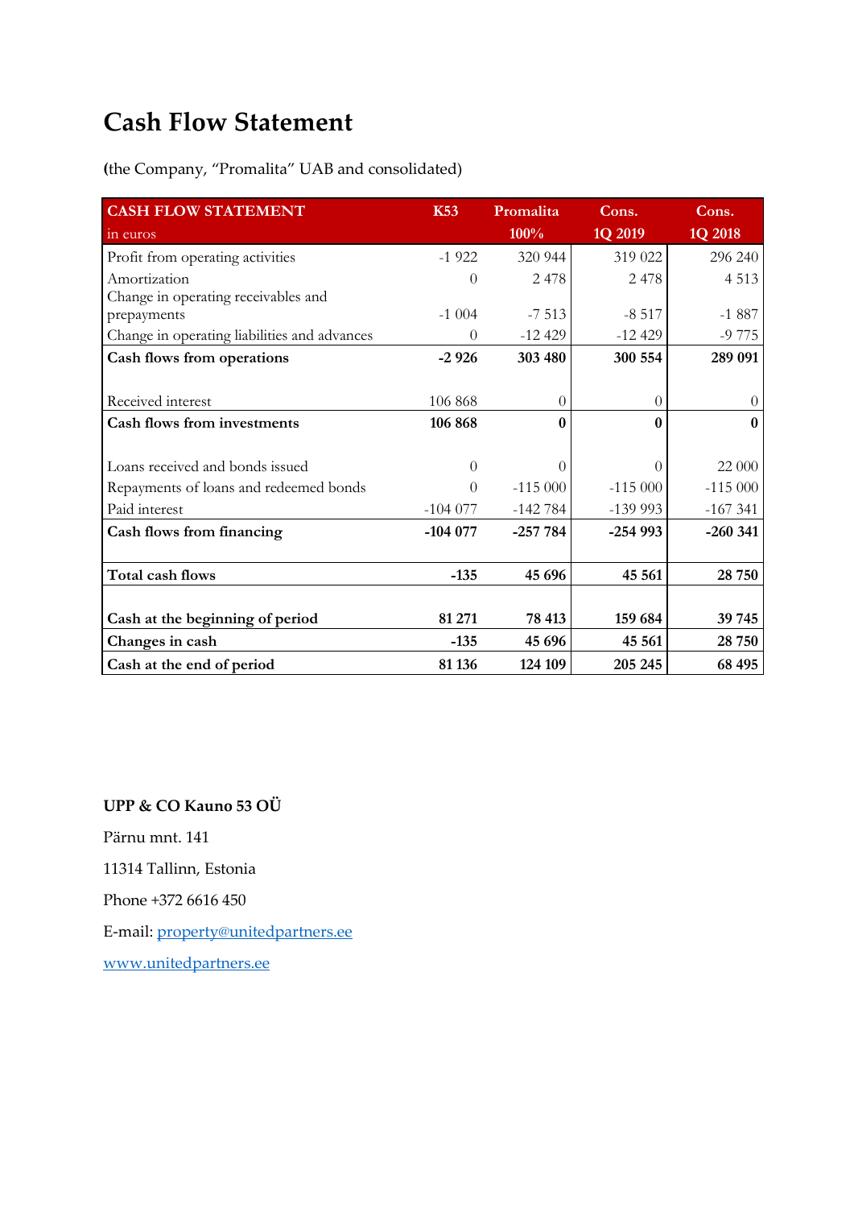# Cash Flow Statement

**(**the Company, “Promalita” UAB and consolidated)

| CASH FLOW STATEMENT<br>in euros | K53 | Promalita<br>100% | Cons.<br>1Q 2019 | Cons.<br>1Q 2018 |
|---|---|---|---|---|
| Profit from operating activities | -1 922 | 320 944 | 319 022 | 296 240 |
| Amortization | 0 | 2 478 | 2 478 | 4 513 |
| Change in operating receivables and prepayments | -1 004 | -7 513 | -8 517 | -1 887 |
| Change in operating liabilities and advances | 0 | -12 429 | -12 429 | -9 775 |
| **Cash flows from operations** | **-2 926** | **303 480** | **300 554** | **289 091** |
| | | | | |
| Received interest | 106 868 | 0 | 0 | 0 |
| **Cash flows from investments** | **106 868** | **0** | **0** | **0** |
| | | | | |
| Loans received and bonds issued | 0 | 0 | 0 | 22 000 |
| Repayments of loans and redeemed bonds | 0 | -115 000 | -115 000 | -115 000 |
| Paid interest | -104 077 | -142 784 | -139 993 | -167 341 |
| **Cash flows from financing** | **-104 077** | **-257 784** | **-254 993** | **-260 341** |
| | | | | |
| **Total cash flows** | **-135** | **45 696** | **45 561** | **28 750** |
| | | | | |
| **Cash at the beginning of period** | **81 271** | **78 413** | **159 684** | **39 745** |
| **Changes in cash** | **-135** | **45 696** | **45 561** | **28 750** |
| **Cash at the end of period** | **81 136** | **124 109** | **205 245** | **68 495** |

**UPP & CO Kauno 53 OÜ**

Pärnu mnt. 141

11314 Tallinn, Estonia

Phone +372 6616 450

E-mail: property@unitedpartners.ee

www.unitedpartners.ee